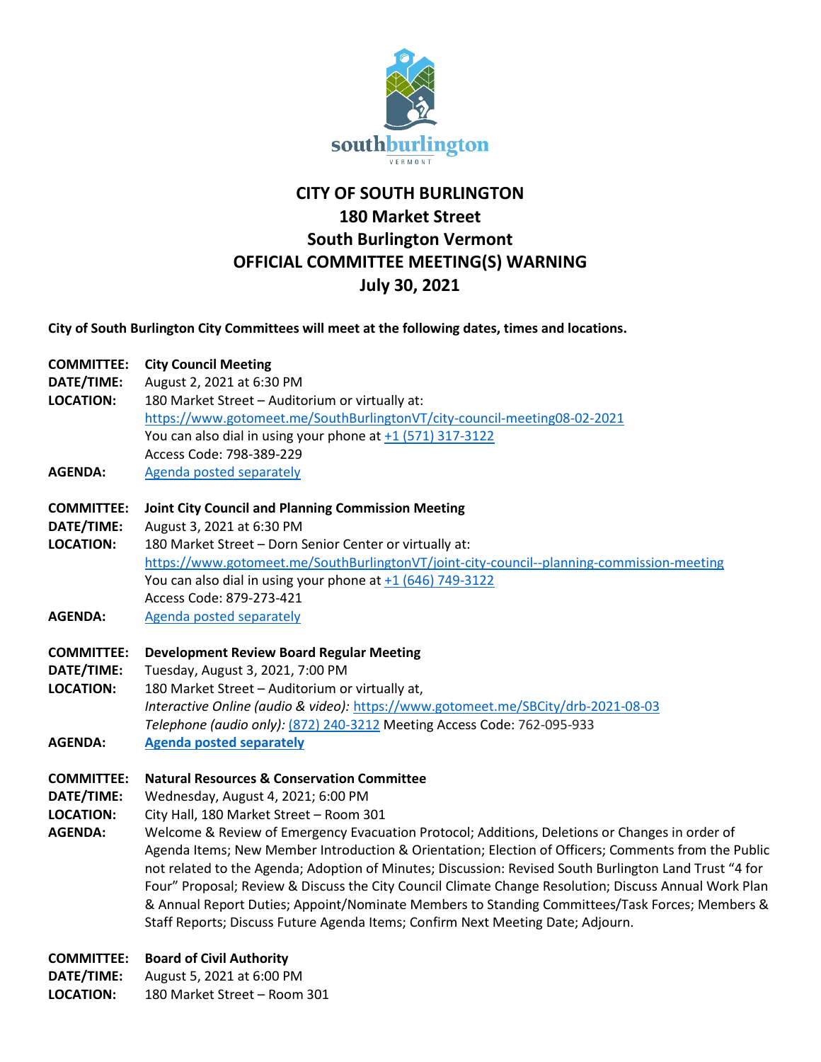# CITY OF SOUTH BURLINGTON
# 180 Market Street
# South Burlington Vermont
# OFFICIAL COMMITTEE MEETING(S) WARNING
# July 30, 2021

**City of South Burlington City Committees will meet at the following dates, times and locations.**

**COMMITTEE:** **City Council Meeting**
**DATE/TIME:** August 2, 2021 at 6:30 PM
**LOCATION:** 180 Market Street – Auditorium or virtually at:
https://www.gotomeet.me/SouthBurlingtonVT/city-council-meeting08-02-2021
You can also dial in using your phone at +1 (571) 317-3122
Access Code: 798-389-229
**AGENDA:** Agenda posted separately

**COMMITTEE:** **Joint City Council and Planning Commission Meeting**
**DATE/TIME:** August 3, 2021 at 6:30 PM
**LOCATION:** 180 Market Street – Dorn Senior Center or virtually at:
https://www.gotomeet.me/SouthBurlingtonVT/joint-city-council--planning-commission-meeting
You can also dial in using your phone at +1 (646) 749-3122
Access Code: 879-273-421
**AGENDA:** Agenda posted separately

**COMMITTEE:** **Development Review Board Regular Meeting**
**DATE/TIME:** Tuesday, August 3, 2021, 7:00 PM
**LOCATION:** 180 Market Street – Auditorium or virtually at,
*Interactive Online (audio & video):* https://www.gotomeet.me/SBCity/drb-2021-08-03
*Telephone (audio only):* (872) 240-3212 Meeting Access Code: 762-095-933
**AGENDA:** **Agenda posted separately**

**COMMITTEE:** **Natural Resources & Conservation Committee**
**DATE/TIME:** Wednesday, August 4, 2021; 6:00 PM
**LOCATION:** City Hall, 180 Market Street – Room 301
**AGENDA:** Welcome & Review of Emergency Evacuation Protocol; Additions, Deletions or Changes in order of Agenda Items; New Member Introduction & Orientation; Election of Officers; Comments from the Public not related to the Agenda; Adoption of Minutes; Discussion: Revised South Burlington Land Trust "4 for Four" Proposal; Review & Discuss the City Council Climate Change Resolution; Discuss Annual Work Plan & Annual Report Duties; Appoint/Nominate Members to Standing Committees/Task Forces; Members & Staff Reports; Discuss Future Agenda Items; Confirm Next Meeting Date; Adjourn.

**COMMITTEE:** **Board of Civil Authority**
**DATE/TIME:** August 5, 2021 at 6:00 PM
**LOCATION:** 180 Market Street – Room 301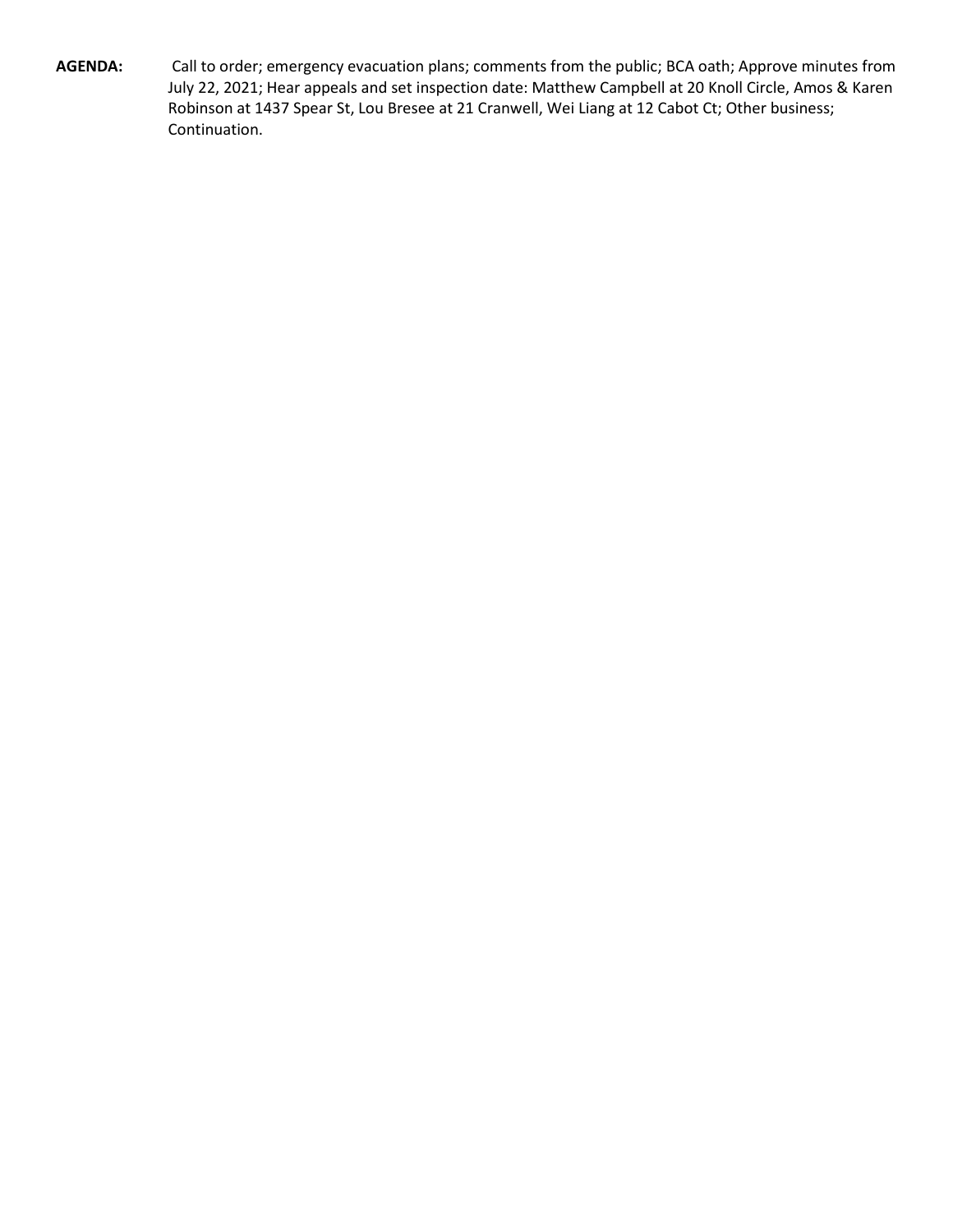**AGENDA:** Call to order; emergency evacuation plans; comments from the public; BCA oath; Approve minutes from July 22, 2021; Hear appeals and set inspection date: Matthew Campbell at 20 Knoll Circle, Amos & Karen Robinson at 1437 Spear St, Lou Bresee at 21 Cranwell, Wei Liang at 12 Cabot Ct; Other business; Continuation.